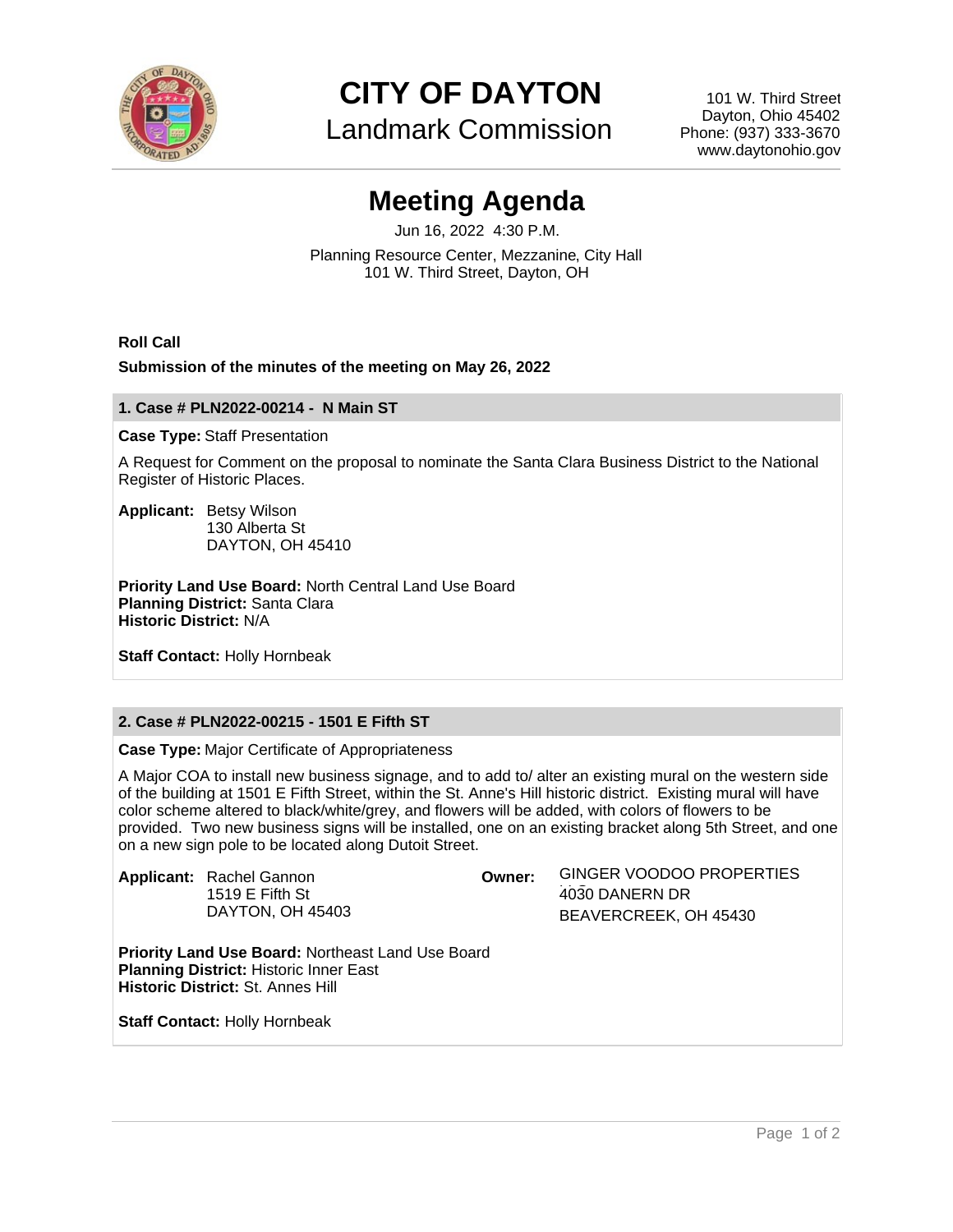# CITY OF DAYTON

## Landmark Commission

101 W. Third Street
Dayton, Ohio 45402
Phone: (937) 333-3670
www.daytonohio.gov

# Meeting Agenda

Jun 16, 2022 4:30 P.M.

Planning Resource Center, Mezzanine, City Hall
101 W. Third Street, Dayton, OH

**Roll Call**

**Submission of the minutes of the meeting on May 26, 2022**

### 1. Case # PLN2022-00214 - N Main ST

**Case Type:** Staff Presentation

A Request for Comment on the proposal to nominate the Santa Clara Business District to the National Register of Historic Places.

**Applicant:** Betsy Wilson
130 Alberta St
DAYTON, OH 45410

**Priority Land Use Board:** North Central Land Use Board
**Planning District:** Santa Clara
**Historic District:** N/A

**Staff Contact:** Holly Hornbeak

### 2. Case # PLN2022-00215 - 1501 E Fifth ST

**Case Type:** Major Certificate of Appropriateness

A Major COA to install new business signage, and to add to/ alter an existing mural on the western side of the building at 1501 E Fifth Street, within the St. Anne's Hill historic district. Existing mural will have color scheme altered to black/white/grey, and flowers will be added, with colors of flowers to be provided. Two new business signs will be installed, one on an existing bracket along 5th Street, and one on a new sign pole to be located along Dutoit Street.

**Applicant:** Rachel Gannon
1519 E Fifth St
DAYTON, OH 45403

**Owner:** GINGER VOODOO PROPERTIES
4030 DANERN DR
BEAVERCREEK, OH 45430

**Priority Land Use Board:** Northeast Land Use Board
**Planning District:** Historic Inner East
**Historic District:** St. Annes Hill

**Staff Contact:** Holly Hornbeak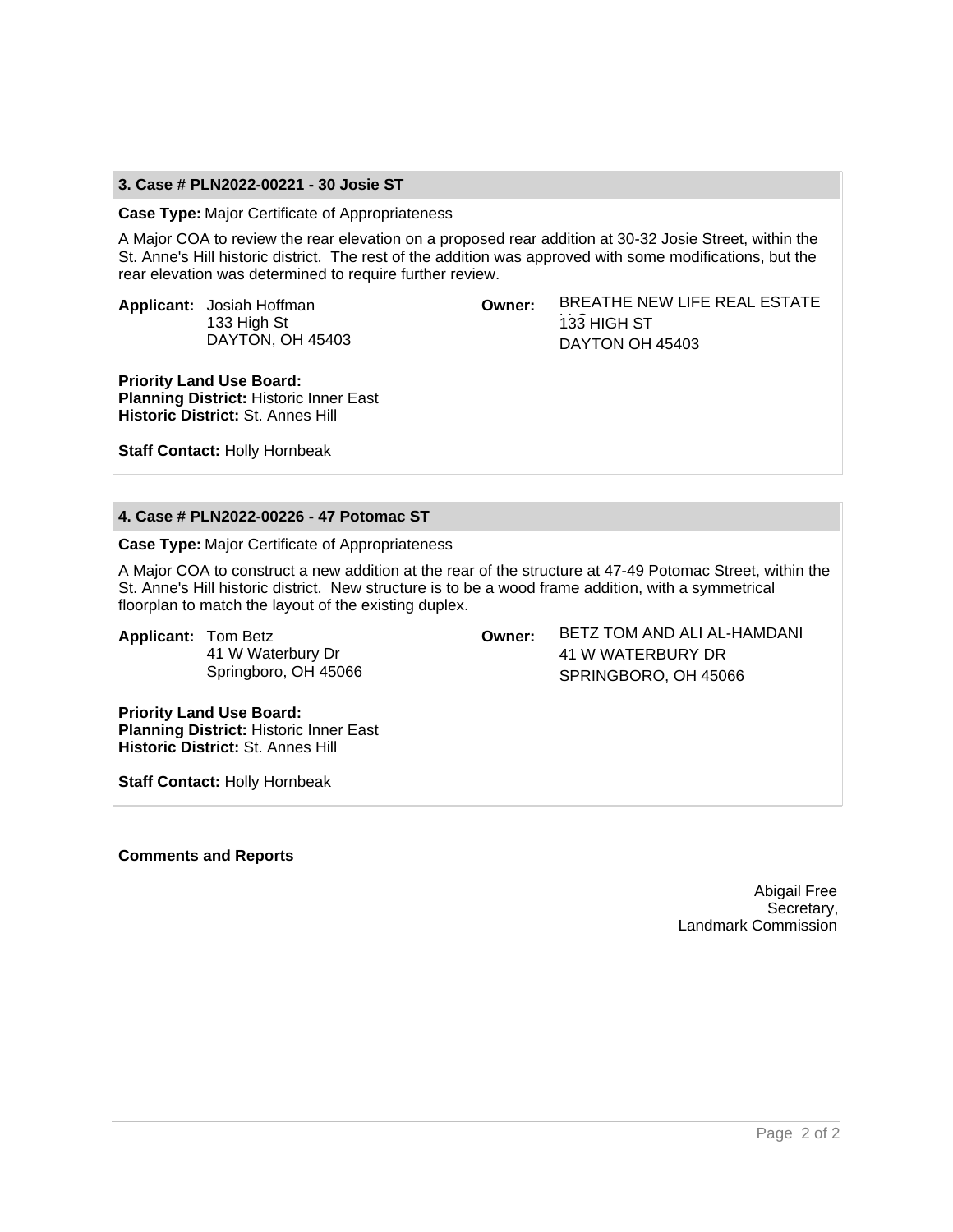### 3. Case # PLN2022-00221 - 30 Josie ST

**Case Type:** Major Certificate of Appropriateness

A Major COA to review the rear elevation on a proposed rear addition at 30-32 Josie Street, within the St. Anne's Hill historic district. The rest of the addition was approved with some modifications, but the rear elevation was determined to require further review.

**Applicant:** Josiah Hoffman
133 High St
DAYTON, OH 45403

**Owner:** BREATHE NEW LIFE REAL ESTATE
133 HIGH ST
DAYTON OH 45403

**Priority Land Use Board:**
**Planning District:** Historic Inner East
**Historic District:** St. Annes Hill

**Staff Contact:** Holly Hornbeak

### 4. Case # PLN2022-00226 - 47 Potomac ST

**Case Type:** Major Certificate of Appropriateness

A Major COA to construct a new addition at the rear of the structure at 47-49 Potomac Street, within the St. Anne's Hill historic district. New structure is to be a wood frame addition, with a symmetrical floorplan to match the layout of the existing duplex.

**Applicant:** Tom Betz
41 W Waterbury Dr
Springboro, OH 45066

**Owner:** BETZ TOM AND ALI AL-HAMDANI
41 W WATERBURY DR
SPRINGBORO, OH 45066

**Priority Land Use Board:**
**Planning District:** Historic Inner East
**Historic District:** St. Annes Hill

**Staff Contact:** Holly Hornbeak

**Comments and Reports**

Abigail Free
Secretary,
Landmark Commission